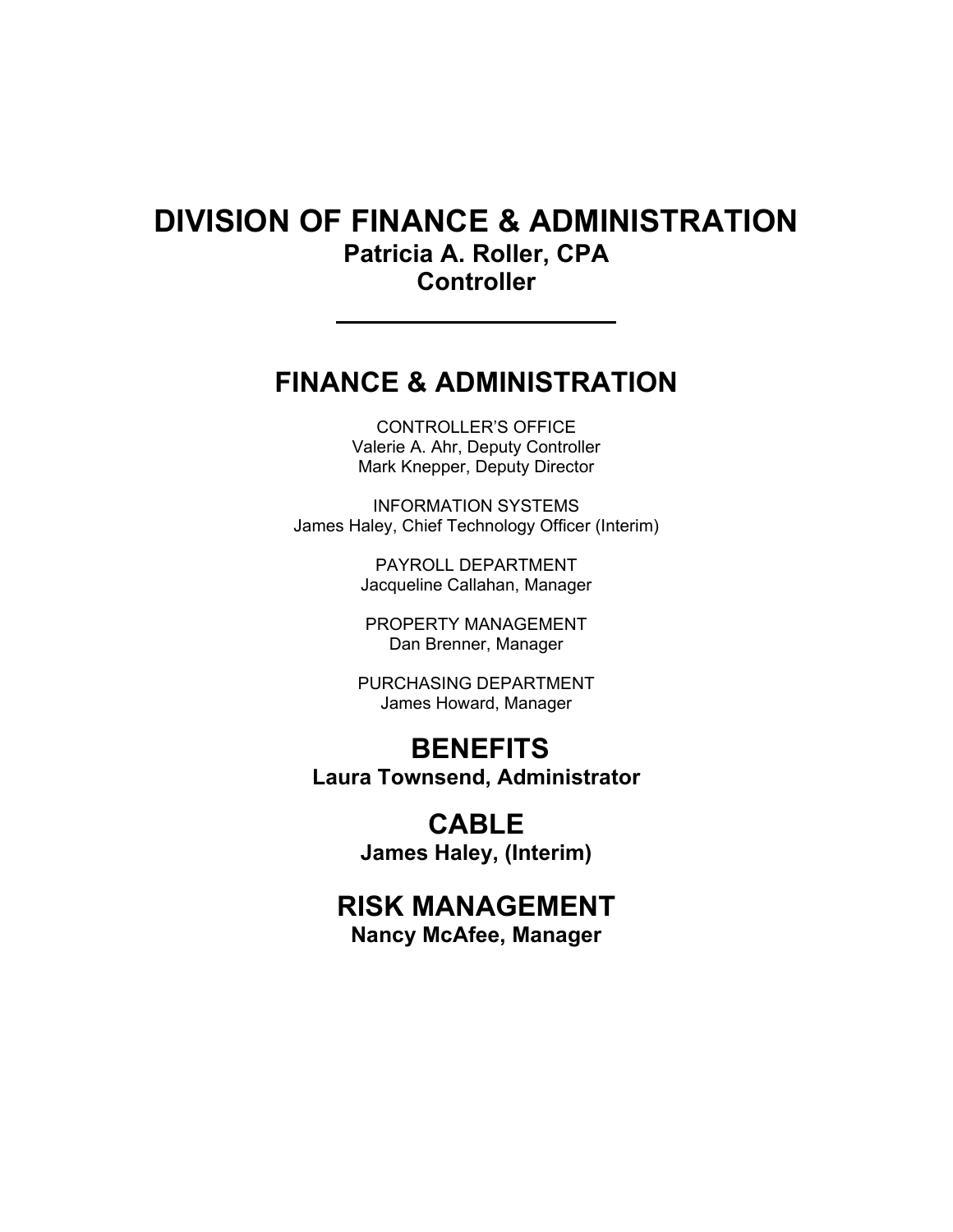# DIVISION OF FINANCE & ADMINISTRATION

**Patricia A. Roller, CPA**
**Controller**

---

## FINANCE & ADMINISTRATION

CONTROLLER'S OFFICE
Valerie A. Ahr, Deputy Controller
Mark Knepper, Deputy Director

INFORMATION SYSTEMS
James Haley, Chief Technology Officer (Interim)

PAYROLL DEPARTMENT
Jacqueline Callahan, Manager

PROPERTY MANAGEMENT
Dan Brenner, Manager

PURCHASING DEPARTMENT
James Howard, Manager

## BENEFITS

**Laura Townsend, Administrator**

## CABLE

**James Haley, (Interim)**

## RISK MANAGEMENT

**Nancy McAfee, Manager**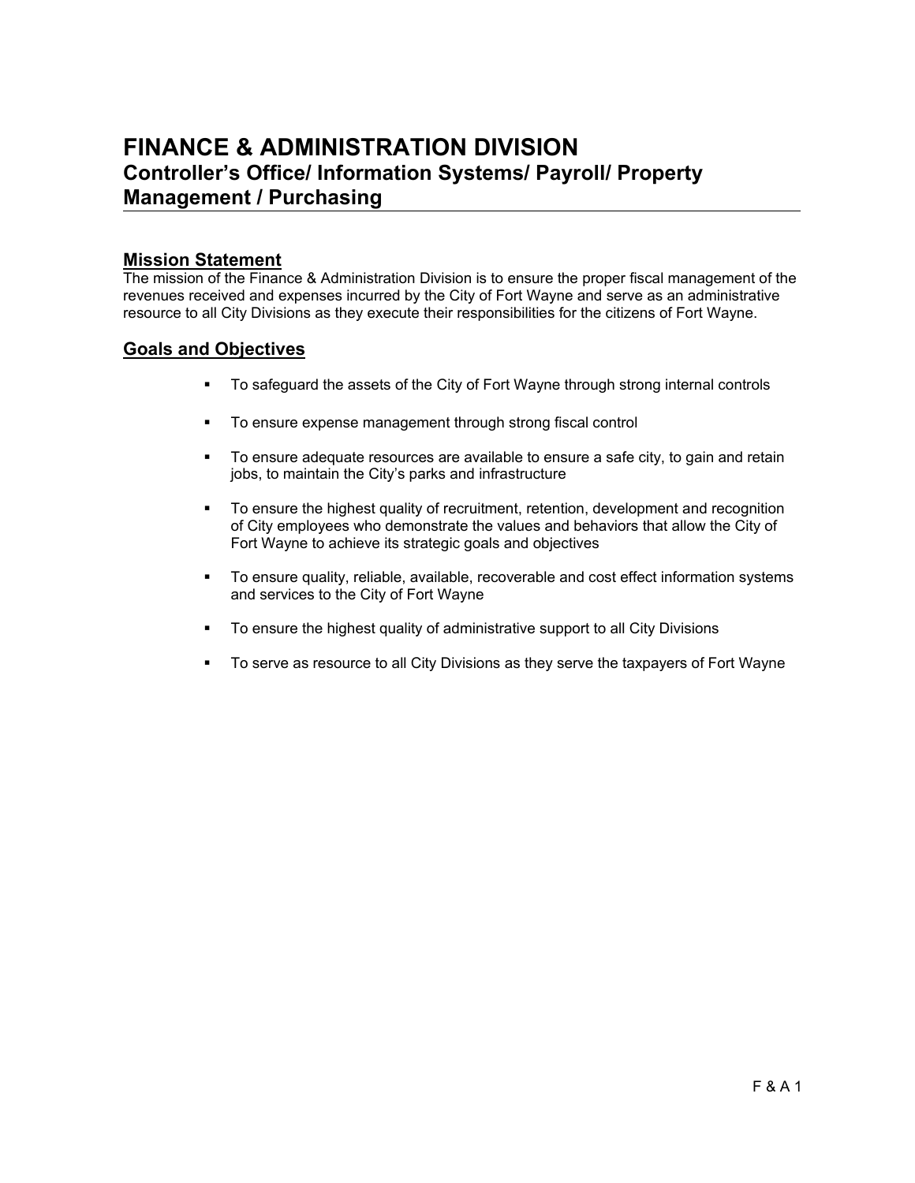# FINANCE & ADMINISTRATION DIVISION

## Controller's Office/ Information Systems/ Payroll/ Property Management / Purchasing

### Mission Statement

The mission of the Finance & Administration Division is to ensure the proper fiscal management of the revenues received and expenses incurred by the City of Fort Wayne and serve as an administrative resource to all City Divisions as they execute their responsibilities for the citizens of Fort Wayne.

### Goals and Objectives

- To safeguard the assets of the City of Fort Wayne through strong internal controls
- To ensure expense management through strong fiscal control
- To ensure adequate resources are available to ensure a safe city, to gain and retain jobs, to maintain the City's parks and infrastructure
- To ensure the highest quality of recruitment, retention, development and recognition of City employees who demonstrate the values and behaviors that allow the City of Fort Wayne to achieve its strategic goals and objectives
- To ensure quality, reliable, available, recoverable and cost effect information systems and services to the City of Fort Wayne
- To ensure the highest quality of administrative support to all City Divisions
- To serve as resource to all City Divisions as they serve the taxpayers of Fort Wayne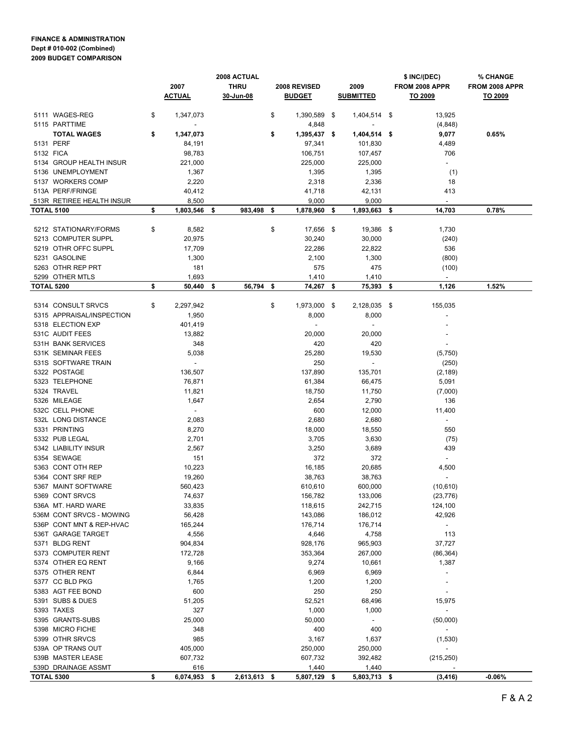**FINANCE & ADMINISTRATION**
**Dept # 010-002 (Combined)**
**2009 BUDGET COMPARISON**

| | 2007 ACTUAL | 2008 ACTUAL THRU 30-Jun-08 | 2008 REVISED BUDGET | 2009 SUBMITTED | $ INC/(DEC) FROM 2008 APPR TO 2009 | % CHANGE FROM 2008 APPR TO 2009 |
|---|---|---|---|---|---|---|
| 5111 WAGES-REG | $ 1,347,073 | | $ 1,390,589 | $ 1,404,514 | $ 13,925 | |
| 5115 PARTTIME | - | | 4,848 | - | (4,848) | |
| **TOTAL WAGES** | **$ 1,347,073** | | **$ 1,395,437** | **$ 1,404,514** | **$ 9,077** | **0.65%** |
| 5131 PERF | 84,191 | | 97,341 | 101,830 | 4,489 | |
| 5132 FICA | 98,783 | | 106,751 | 107,457 | 706 | |
| 5134 GROUP HEALTH INSUR | 221,000 | | 225,000 | 225,000 | - | |
| 5136 UNEMPLOYMENT | 1,367 | | 1,395 | 1,395 | (1) | |
| 5137 WORKERS COMP | 2,220 | | 2,318 | 2,336 | 18 | |
| 513A PERF/FRINGE | 40,412 | | 41,718 | 42,131 | 413 | |
| 513R RETIREE HEALTH INSUR | 8,500 | | 9,000 | 9,000 | - | |
| **TOTAL 5100** | **$ 1,803,546** | **$ 983,498** | **$ 1,878,960** | **$ 1,893,663** | **$ 14,703** | **0.78%** |
| 5212 STATIONARY/FORMS | $ 8,582 | | $ 17,656 | $ 19,386 | $ 1,730 | |
| 5213 COMPUTER SUPPL | 20,975 | | 30,240 | 30,000 | (240) | |
| 5219 OTHR OFFC SUPPL | 17,709 | | 22,286 | 22,822 | 536 | |
| 5231 GASOLINE | 1,300 | | 2,100 | 1,300 | (800) | |
| 5263 OTHR REP PRT | 181 | | 575 | 475 | (100) | |
| 5299 OTHER MTLS | 1,693 | | 1,410 | 1,410 | - | |
| **TOTAL 5200** | **$ 50,440** | **$ 56,794** | **$ 74,267** | **$ 75,393** | **$ 1,126** | **1.52%** |
| 5314 CONSULT SRVCS | $ 2,297,942 | | $ 1,973,000 | $ 2,128,035 | $ 155,035 | |
| 5315 APPRAISAL/INSPECTION | 1,950 | | 8,000 | 8,000 | - | |
| 5318 ELECTION EXP | 401,419 | | - | - | - | |
| 531C AUDIT FEES | 13,882 | | 20,000 | 20,000 | - | |
| 531H BANK SERVICES | 348 | | 420 | 420 | - | |
| 531K SEMINAR FEES | 5,038 | | 25,280 | 19,530 | (5,750) | |
| 531S SOFTWARE TRAIN | - | | 250 | - | (250) | |
| 5322 POSTAGE | 136,507 | | 137,890 | 135,701 | (2,189) | |
| 5323 TELEPHONE | 76,871 | | 61,384 | 66,475 | 5,091 | |
| 5324 TRAVEL | 11,821 | | 18,750 | 11,750 | (7,000) | |
| 5326 MILEAGE | 1,647 | | 2,654 | 2,790 | 136 | |
| 532C CELL PHONE | - | | 600 | 12,000 | 11,400 | |
| 532L LONG DISTANCE | 2,083 | | 2,680 | 2,680 | - | |
| 5331 PRINTING | 8,270 | | 18,000 | 18,550 | 550 | |
| 5332 PUB LEGAL | 2,701 | | 3,705 | 3,630 | (75) | |
| 5342 LIABILITY INSUR | 2,567 | | 3,250 | 3,689 | 439 | |
| 5354 SEWAGE | 151 | | 372 | 372 | - | |
| 5363 CONT OTH REP | 10,223 | | 16,185 | 20,685 | 4,500 | |
| 5364 CONT SRF REP | 19,260 | | 38,763 | 38,763 | - | |
| 5367 MAINT SOFTWARE | 560,423 | | 610,610 | 600,000 | (10,610) | |
| 5369 CONT SRVCS | 74,637 | | 156,782 | 133,006 | (23,776) | |
| 536A MT. HARD WARE | 33,835 | | 118,615 | 242,715 | 124,100 | |
| 536M CONT SRVCS - MOWING | 56,428 | | 143,086 | 186,012 | 42,926 | |
| 536P CONT MNT & REP-HVAC | 165,244 | | 176,714 | 176,714 | - | |
| 536T GARAGE TARGET | 4,556 | | 4,646 | 4,758 | 113 | |
| 5371 BLDG RENT | 904,834 | | 928,176 | 965,903 | 37,727 | |
| 5373 COMPUTER RENT | 172,728 | | 353,364 | 267,000 | (86,364) | |
| 5374 OTHER EQ RENT | 9,166 | | 9,274 | 10,661 | 1,387 | |
| 5375 OTHER RENT | 6,844 | | 6,969 | 6,969 | - | |
| 5377 CC BLD PKG | 1,765 | | 1,200 | 1,200 | - | |
| 5383 AGT FEE BOND | 600 | | 250 | 250 | - | |
| 5391 SUBS & DUES | 51,205 | | 52,521 | 68,496 | 15,975 | |
| 5393 TAXES | 327 | | 1,000 | 1,000 | - | |
| 5395 GRANTS-SUBS | 25,000 | | 50,000 | - | (50,000) | |
| 5398 MICRO FICHE | 348 | | 400 | 400 | - | |
| 5399 OTHR SRVCS | 985 | | 3,167 | 1,637 | (1,530) | |
| 539A OP TRANS OUT | 405,000 | | 250,000 | 250,000 | - | |
| 539B MASTER LEASE | 607,732 | | 607,732 | 392,482 | (215,250) | |
| 539D DRAINAGE ASSMT | 616 | | 1,440 | 1,440 | - | |
| **TOTAL 5300** | **$ 6,074,953** | **$ 2,613,613** | **$ 5,807,129** | **$ 5,803,713** | **$ (3,416)** | **-0.06%** |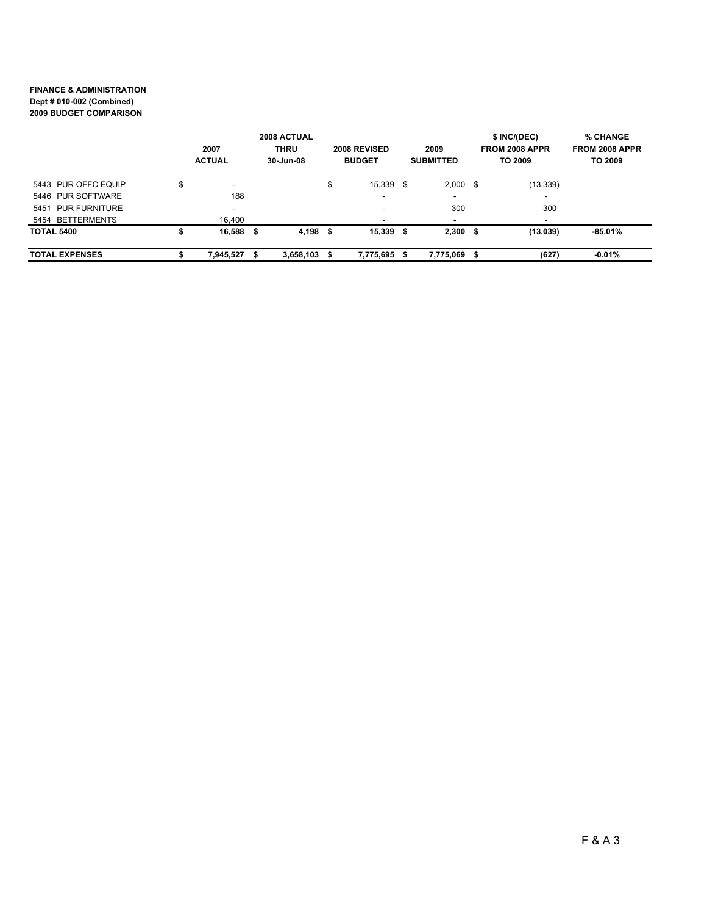**FINANCE & ADMINISTRATION**
**Dept # 010-002 (Combined)**
**2009 BUDGET COMPARISON**

| | 2007 ACTUAL | 2008 ACTUAL THRU 30-Jun-08 | 2008 REVISED BUDGET | 2009 SUBMITTED | $ INC/(DEC) FROM 2008 APPR TO 2009 | % CHANGE FROM 2008 APPR TO 2009 |
|---|---|---|---|---|---|---|
| 5443 PUR OFFC EQUIP | $ - | | $ 15,339 | $ 2,000 | $ (13,339) | |
| 5446 PUR SOFTWARE | 188 | | - | - | - | |
| 5451 PUR FURNITURE | - | | - | 300 | 300 | |
| 5454 BETTERMENTS | 16,400 | | - | - | - | |
| **TOTAL 5400** | **$ 16,588** | **$ 4,198** | **$ 15,339** | **$ 2,300** | **$ (13,039)** | **-85.01%** |
| **TOTAL EXPENSES** | **$ 7,945,527** | **$ 3,658,103** | **$ 7,775,695** | **$ 7,775,069** | **$ (627)** | **-0.01%** |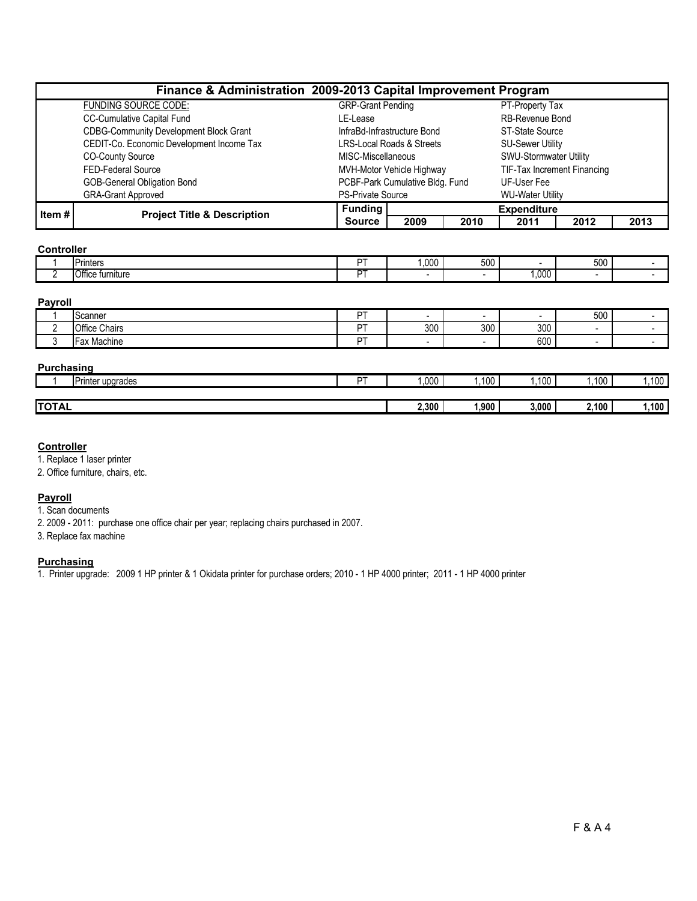| Finance & Administration 2009-2013 Capital Improvement Program | | | | | | | |
|---|---|---|---|---|---|---|---|
| | FUNDING SOURCE CODE: | GRP-Grant Pending | | | PT-Property Tax | | |
| | CC-Cumulative Capital Fund | LE-Lease | | | RB-Revenue Bond | | |
| | CDBG-Community Development Block Grant | InfraBd-Infrastructure Bond | | | ST-State Source | | |
| | CEDIT-Co. Economic Development Income Tax | LRS-Local Roads & Streets | | | SU-Sewer Utility | | |
| | CO-County Source | MISC-Miscellaneous | | | SWU-Stormwater Utility | | |
| | FED-Federal Source | MVH-Motor Vehicle Highway | | | TIF-Tax Increment Financing | | |
| | GOB-General Obligation Bond | PCBF-Park Cumulative Bldg. Fund | | | UF-User Fee | | |
| | GRA-Grant Approved | PS-Private Source | | | WU-Water Utility | | |
| Item # | Project Title & Description | Funding Source | Expenditure 2009 | 2010 | 2011 | 2012 | 2013 |
| **Controller** | | | | | | | |
| 1 | Printers | PT | 1,000 | 500 | - | 500 | - |
| 2 | Office furniture | PT | - | - | 1,000 | - | - |
| **Payroll** | | | | | | | |
| 1 | Scanner | PT | - | - | - | 500 | - |
| 2 | Office Chairs | PT | 300 | 300 | 300 | - | - |
| 3 | Fax Machine | PT | - | - | 600 | - | - |
| **Purchasing** | | | | | | | |
| 1 | Printer upgrades | PT | 1,000 | 1,100 | 1,100 | 1,100 | 1,100 |
| **TOTAL** | | | **2,300** | **1,900** | **3,000** | **2,100** | **1,100** |

**Controller**

1. Replace 1 laser printer
2. Office furniture, chairs, etc.

**Payroll**

1. Scan documents
2. 2009 - 2011: purchase one office chair per year; replacing chairs purchased in 2007.
3. Replace fax machine

**Purchasing**

1. Printer upgrade: 2009 1 HP printer & 1 Okidata printer for purchase orders; 2010 - 1 HP 4000 printer; 2011 - 1 HP 4000 printer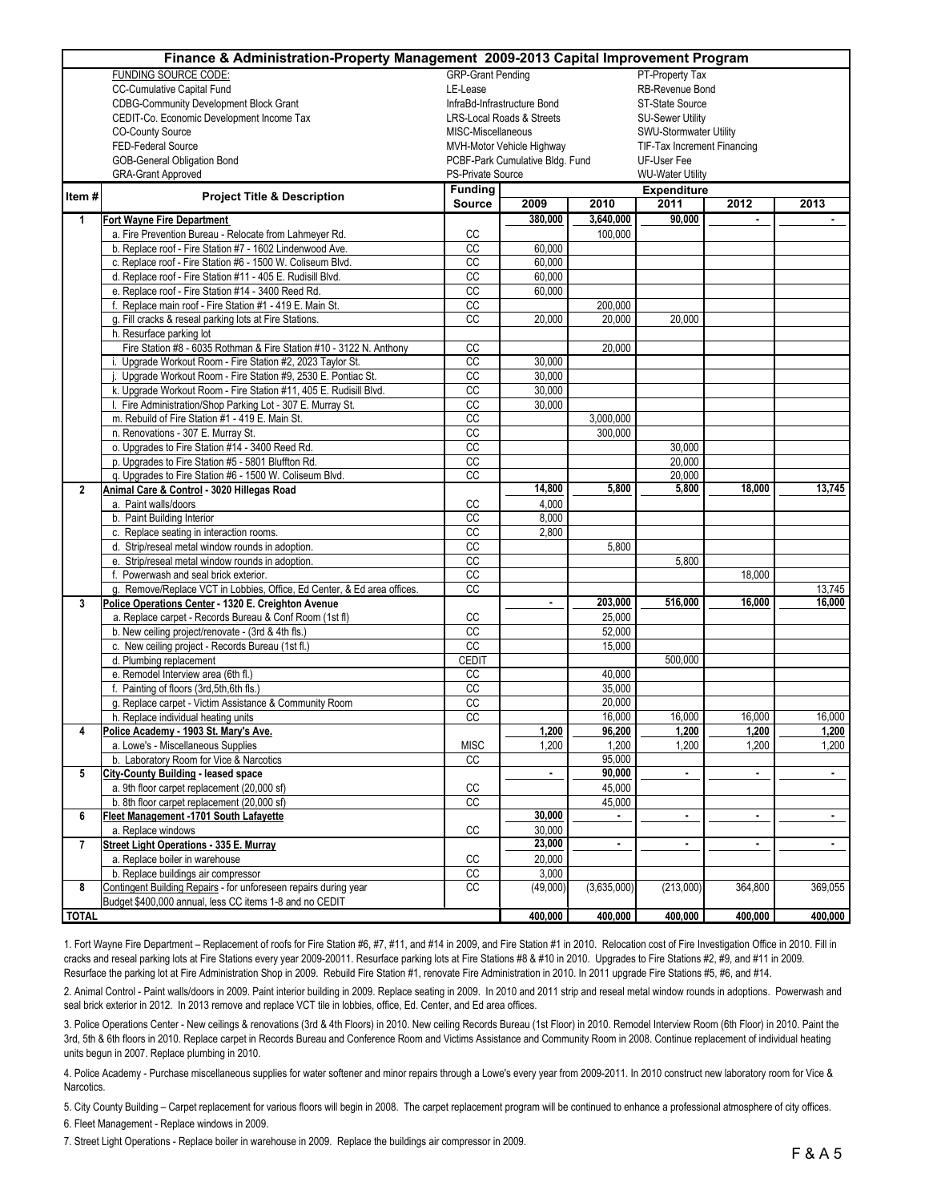# Finance & Administration-Property Management 2009-2013 Capital Improvement Program

| FUNDING SOURCE CODE: | | |
|---|---|---|
| CC-Cumulative Capital Fund | GRP-Grant Pending | PT-Property Tax |
| CDBG-Community Development Block Grant | LE-Lease | RB-Revenue Bond |
| CEDIT-Co. Economic Development Income Tax | InfraBd-Infrastructure Bond | ST-State Source |
| CO-County Source | LRS-Local Roads & Streets | SU-Sewer Utility |
| FED-Federal Source | MISC-Miscellaneous | SWU-Stormwater Utility |
| GOB-General Obligation Bond | MVH-Motor Vehicle Highway | TIF-Tax Increment Financing |
| GRA-Grant Approved | PCBF-Park Cumulative Bldg. Fund | UF-User Fee |
| | PS-Private Source | WU-Water Utility |

| Item # | Project Title & Description | Funding Source | Expenditure 2009 | 2010 | 2011 | 2012 | 2013 |
|---|---|---|---|---|---|---|---|
| 1 | **Fort Wayne Fire Department** | | 380,000 | 3,640,000 | 90,000 | - | - |
| | a. Fire Prevention Bureau - Relocate from Lahmeyer Rd. | CC | | 100,000 | | | |
| | b. Replace roof - Fire Station #7 - 1602 Lindenwood Ave. | CC | 60,000 | | | | |
| | c. Replace roof - Fire Station #6 - 1500 W. Coliseum Blvd. | CC | 60,000 | | | | |
| | d. Replace roof - Fire Station #11 - 405 E. Rudisill Blvd. | CC | 60,000 | | | | |
| | e. Replace roof - Fire Station #14 - 3400 Reed Rd. | CC | 60,000 | | | | |
| | f. Replace main roof - Fire Station #1 - 419 E. Main St. | CC | | 200,000 | | | |
| | g. Fill cracks & reseal parking lots at Fire Stations. | CC | 20,000 | 20,000 | 20,000 | | |
| | h. Resurface parking lot | | | | | | |
| | Fire Station #8 - 6035 Rothman & Fire Station #10 - 3122 N. Anthony | CC | | 20,000 | | | |
| | i. Upgrade Workout Room - Fire Station #2, 2023 Taylor St. | CC | 30,000 | | | | |
| | j. Upgrade Workout Room - Fire Station #9, 2530 E. Pontiac St. | CC | 30,000 | | | | |
| | k. Upgrade Workout Room - Fire Station #11, 405 E. Rudisill Blvd. | CC | 30,000 | | | | |
| | l. Fire Administration/Shop Parking Lot - 307 E. Murray St. | CC | 30,000 | | | | |
| | m. Rebuild of Fire Station #1 - 419 E. Main St. | CC | | 3,000,000 | | | |
| | n. Renovations - 307 E. Murray St. | CC | | 300,000 | | | |
| | o. Upgrades to Fire Station #14 - 3400 Reed Rd. | CC | | | 30,000 | | |
| | p. Upgrades to Fire Station #5 - 5801 Bluffton Rd. | CC | | | 20,000 | | |
| | q. Upgrades to Fire Station #6 - 1500 W. Coliseum Blvd. | CC | | | 20,000 | | |
| 2 | **Animal Care & Control - 3020 Hillegas Road** | | 14,800 | 5,800 | 5,800 | 18,000 | 13,745 |
| | a. Paint walls/doors | CC | 4,000 | | | | |
| | b. Paint Building Interior | CC | 8,000 | | | | |
| | c. Replace seating in interaction rooms. | CC | 2,800 | | | | |
| | d. Strip/reseal metal window rounds in adoption. | CC | | 5,800 | | | |
| | e. Strip/reseal metal window rounds in adoption. | CC | | | 5,800 | | |
| | f. Powerwash and seal brick exterior. | CC | | | | 18,000 | |
| | g. Remove/Replace VCT in Lobbies, Office, Ed Center, & Ed area offices. | CC | | | | | 13,745 |
| 3 | **Police Operations Center - 1320 E. Creighton Avenue** | | - | 203,000 | 516,000 | 16,000 | 16,000 |
| | a. Replace carpet - Records Bureau & Conf Room (1st fl) | CC | | 25,000 | | | |
| | b. New ceiling project/renovate - (3rd & 4th fls.) | CC | | 52,000 | | | |
| | c. New ceiling project - Records Bureau (1st fl.) | CC | | 15,000 | | | |
| | d. Plumbing replacement | CEDIT | | | 500,000 | | |
| | e. Remodel Interview area (6th fl.) | CC | | 40,000 | | | |
| | f. Painting of floors (3rd,5th,6th fls.) | CC | | 35,000 | | | |
| | g. Replace carpet - Victim Assistance & Community Room | CC | | 20,000 | | | |
| | h. Replace individual heating units | CC | | 16,000 | 16,000 | 16,000 | 16,000 |
| 4 | **Police Academy - 1903 St. Mary's Ave.** | | 1,200 | 96,200 | 1,200 | 1,200 | 1,200 |
| | a. Lowe's - Miscellaneous Supplies | MISC | 1,200 | 1,200 | 1,200 | 1,200 | 1,200 |
| | b. Laboratory Room for Vice & Narcotics | CC | | 95,000 | | | |
| 5 | **City-County Building - leased space** | | - | 90,000 | - | - | - |
| | a. 9th floor carpet replacement (20,000 sf) | CC | | 45,000 | | | |
| | b. 8th floor carpet replacement (20,000 sf) | CC | | 45,000 | | | |
| 6 | **Fleet Management -1701 South Lafayette** | | 30,000 | - | - | - | - |
| | a. Replace windows | CC | 30,000 | | | | |
| 7 | **Street Light Operations - 335 E. Murray** | | 23,000 | - | - | - | - |
| | a. Replace boiler in warehouse | CC | 20,000 | | | | |
| | b. Replace buildings air compressor | CC | 3,000 | | | | |
| 8 | Contingent Building Repairs - for unforeseen repairs during year<br>Budget $400,000 annual, less CC items 1-8 and no CEDIT | CC | (49,000) | (3,635,000) | (213,000) | 364,800 | 369,055 |
| **TOTAL** | | | 400,000 | 400,000 | 400,000 | 400,000 | 400,000 |

1. Fort Wayne Fire Department – Replacement of roofs for Fire Station #6, #7, #11, and #14 in 2009, and Fire Station #1 in 2010. Relocation cost of Fire Investigation Office in 2010. Fill in cracks and reseal parking lots at Fire Stations every year 2009-20011. Resurface parking lots at Fire Stations #8 & #10 in 2010. Upgrades to Fire Stations #2, #9, and #11 in 2009. Resurface the parking lot at Fire Administration Shop in 2009. Rebuild Fire Station #1, renovate Fire Administration in 2010. In 2011 upgrade Fire Stations #5, #6, and #14.

2. Animal Control - Paint walls/doors in 2009. Paint interior building in 2009. Replace seating in 2009. In 2010 and 2011 strip and reseal metal window rounds in adoptions. Powerwash and seal brick exterior in 2012. In 2013 remove and replace VCT tile in lobbies, office, Ed. Center, and Ed area offices.

3. Police Operations Center - New ceilings & renovations (3rd & 4th Floors) in 2010. New ceiling Records Bureau (1st Floor) in 2010. Remodel Interview Room (6th Floor) in 2010. Paint the 3rd, 5th & 6th floors in 2010. Replace carpet in Records Bureau and Conference Room and Victims Assistance and Community Room in 2008. Continue replacement of individual heating units begun in 2007. Replace plumbing in 2010.

4. Police Academy - Purchase miscellaneous supplies for water softener and minor repairs through a Lowe's every year from 2009-2011. In 2010 construct new laboratory room for Vice & Narcotics.

5. City County Building – Carpet replacement for various floors will begin in 2008. The carpet replacement program will be continued to enhance a professional atmosphere of city offices.

6. Fleet Management - Replace windows in 2009.

7. Street Light Operations - Replace boiler in warehouse in 2009. Replace the buildings air compressor in 2009.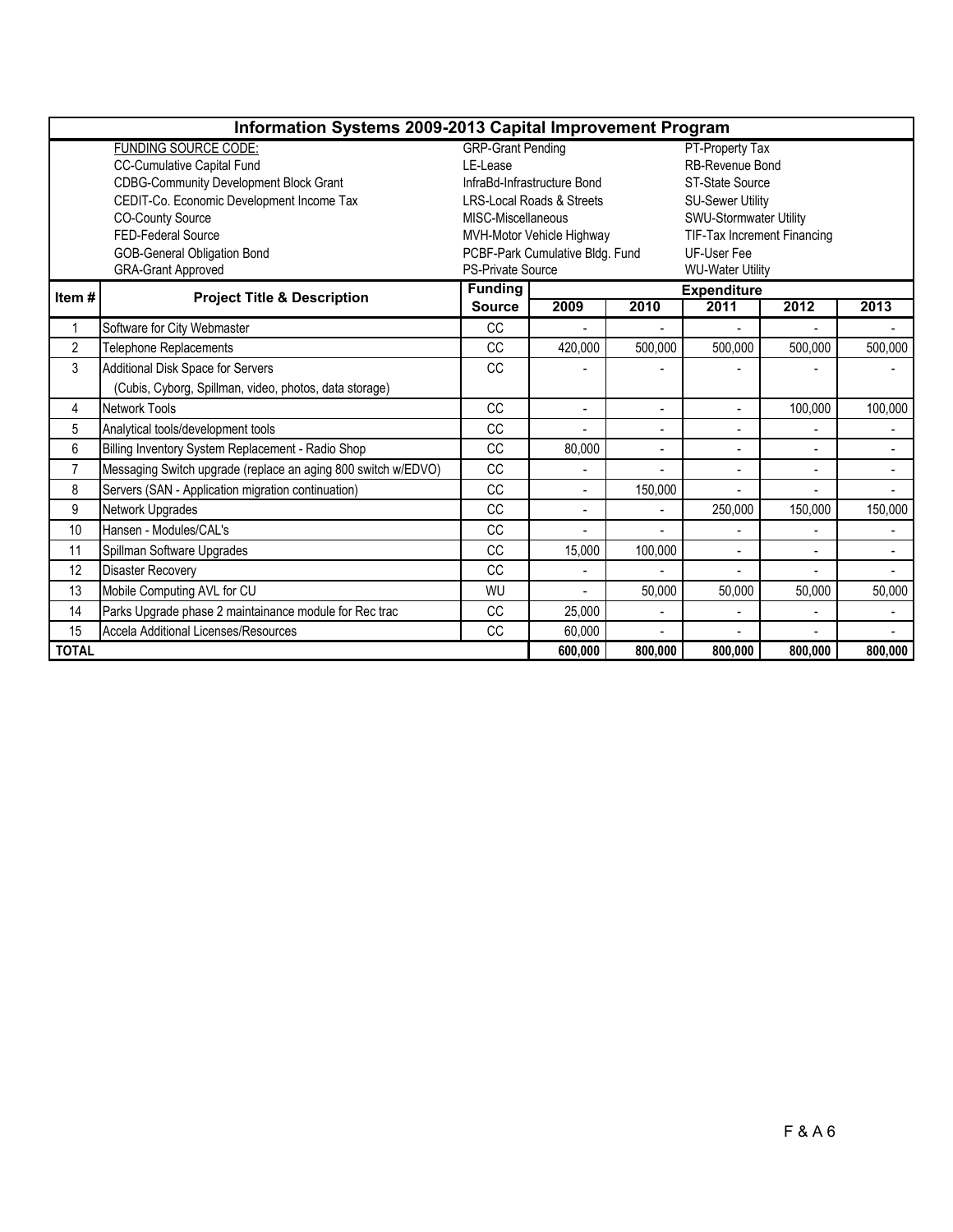# Information Systems 2009-2013 Capital Improvement Program

| FUNDING SOURCE CODE: | | |
|---|---|---|
| CC-Cumulative Capital Fund | GRP-Grant Pending | PT-Property Tax |
| CDBG-Community Development Block Grant | LE-Lease | RB-Revenue Bond |
| CEDIT-Co. Economic Development Income Tax | InfraBd-Infrastructure Bond | ST-State Source |
| CO-County Source | LRS-Local Roads & Streets | SU-Sewer Utility |
| FED-Federal Source | MISC-Miscellaneous | SWU-Stormwater Utility |
| GOB-General Obligation Bond | MVH-Motor Vehicle Highway | TIF-Tax Increment Financing |
| GRA-Grant Approved | PCBF-Park Cumulative Bldg. Fund | UF-User Fee |
| | PS-Private Source | WU-Water Utility |

| Item # | Project Title & Description | Funding Source | Expenditure 2009 | 2010 | 2011 | 2012 | 2013 |
|---|---|---|---|---|---|---|---|
| 1 | Software for City Webmaster | CC | - | - | - | - | - |
| 2 | Telephone Replacements | CC | 420,000 | 500,000 | 500,000 | 500,000 | 500,000 |
| 3 | Additional Disk Space for Servers (Cubis, Cyborg, Spillman, video, photos, data storage) | CC | - | - | - | - | - |
| 4 | Network Tools | CC | - | - | - | 100,000 | 100,000 |
| 5 | Analytical tools/development tools | CC | - | - | - | - | - |
| 6 | Billing Inventory System Replacement - Radio Shop | CC | 80,000 | - | - | - | - |
| 7 | Messaging Switch upgrade (replace an aging 800 switch w/EDVO) | CC | - | - | - | - | - |
| 8 | Servers (SAN - Application migration continuation) | CC | - | 150,000 | - | - | - |
| 9 | Network Upgrades | CC | - | - | 250,000 | 150,000 | 150,000 |
| 10 | Hansen - Modules/CAL's | CC | - | - | - | - | - |
| 11 | Spillman Software Upgrades | CC | 15,000 | 100,000 | - | - | - |
| 12 | Disaster Recovery | CC | - | - | - | - | - |
| 13 | Mobile Computing AVL for CU | WU | - | 50,000 | 50,000 | 50,000 | 50,000 |
| 14 | Parks Upgrade phase 2 maintainance module for Rec trac | CC | 25,000 | - | - | - | - |
| 15 | Accela Additional Licenses/Resources | CC | 60,000 | - | - | - | - |
| **TOTAL** | | | **600,000** | **800,000** | **800,000** | **800,000** | **800,000** |

F & A 6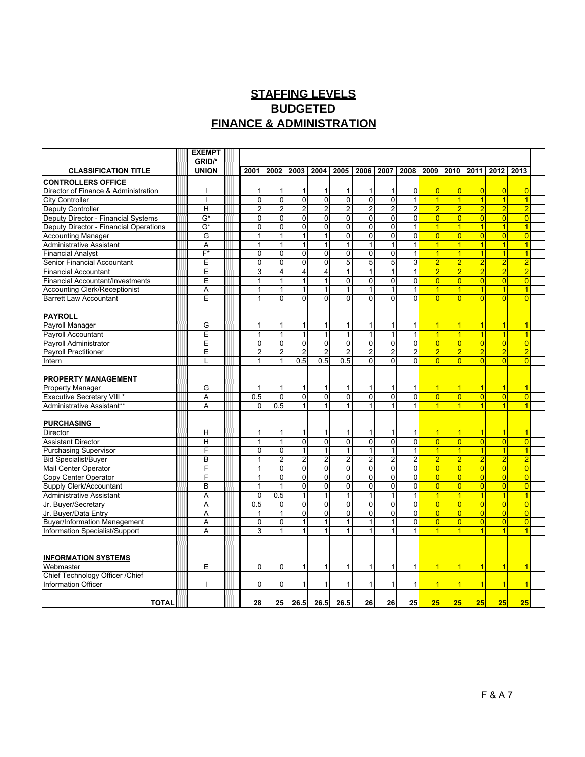# STAFFING LEVELS
## BUDGETED
## FINANCE & ADMINISTRATION

| CLASSIFICATION TITLE | EXEMPT GRID/* UNION | 2001 | 2002 | 2003 | 2004 | 2005 | 2006 | 2007 | 2008 | 2009 | 2010 | 2011 | 2012 | 2013 |
|---|---|---|---|---|---|---|---|---|---|---|---|---|---|---|
| **CONTROLLERS OFFICE** | | | | | | | | | | | | | | |
| Director of Finance & Administration | I | 1 | 1 | 1 | 1 | 1 | 1 | 1 | 0 | 0 | 0 | 0 | 0 | 0 |
| City Controller | I | 0 | 0 | 0 | 0 | 0 | 0 | 0 | 1 | 1 | 1 | 1 | 1 | 1 |
| Deputy Controller | H | 2 | 2 | 2 | 2 | 2 | 2 | 2 | 2 | 2 | 2 | 2 | 2 | 2 |
| Deputy Director - Financial Systems | G* | 0 | 0 | 0 | 0 | 0 | 0 | 0 | 0 | 0 | 0 | 0 | 0 | 0 |
| Deputy Director - Financial Operations | G* | 0 | 0 | 0 | 0 | 0 | 0 | 0 | 1 | 1 | 1 | 1 | 1 | 1 |
| Accounting Manager | G | 1 | 1 | 1 | 1 | 0 | 0 | 0 | 0 | 0 | 0 | 0 | 0 | 0 |
| Administrative Assistant | A | 1 | 1 | 1 | 1 | 1 | 1 | 1 | 1 | 1 | 1 | 1 | 1 | 1 |
| Financial Analyst | F* | 0 | 0 | 0 | 0 | 0 | 0 | 0 | 1 | 1 | 1 | 1 | 1 | 1 |
| Senior Financial Accountant | E | 0 | 0 | 0 | 0 | 5 | 5 | 5 | 3 | 2 | 2 | 2 | 2 | 2 |
| Financial Accountant | E | 3 | 4 | 4 | 4 | 1 | 1 | 1 | 1 | 2 | 2 | 2 | 2 | 2 |
| Financial Accountant/Investments | E | 1 | 1 | 1 | 1 | 0 | 0 | 0 | 0 | 0 | 0 | 0 | 0 | 0 |
| Accounting Clerk/Receptionist | A | 1 | 1 | 1 | 1 | 1 | 1 | 1 | 1 | 1 | 1 | 1 | 1 | 1 |
| Barrett Law Accountant | E | 1 | 0 | 0 | 0 | 0 | 0 | 0 | 0 | 0 | 0 | 0 | 0 | 0 |
| **PAYROLL** | | | | | | | | | | | | | | |
| Payroll Manager | G | 1 | 1 | 1 | 1 | 1 | 1 | 1 | 1 | 1 | 1 | 1 | 1 | 1 |
| Payroll Accountant | E | 1 | 1 | 1 | 1 | 1 | 1 | 1 | 1 | 1 | 1 | 1 | 1 | 1 |
| Payroll Administrator | E | 0 | 0 | 0 | 0 | 0 | 0 | 0 | 0 | 0 | 0 | 0 | 0 | 0 |
| Payroll Practitioner | E | 2 | 2 | 2 | 2 | 2 | 2 | 2 | 2 | 2 | 2 | 2 | 2 | 2 |
| Intern | L | 1 | 1 | 0.5 | 0.5 | 0.5 | 0 | 0 | 0 | 0 | 0 | 0 | 0 | 0 |
| **PROPERTY MANAGEMENT** | | | | | | | | | | | | | | |
| Property Manager | G | 1 | 1 | 1 | 1 | 1 | 1 | 1 | 1 | 1 | 1 | 1 | 1 | 1 |
| Executive Secretary VIII * | A | 0.5 | 0 | 0 | 0 | 0 | 0 | 0 | 0 | 0 | 0 | 0 | 0 | 0 |
| Administrative Assistant** | A | 0 | 0.5 | 1 | 1 | 1 | 1 | 1 | 1 | 1 | 1 | 1 | 1 | 1 |
| **PURCHASING** | | | | | | | | | | | | | | |
| Director | H | 1 | 1 | 1 | 1 | 1 | 1 | 1 | 1 | 1 | 1 | 1 | 1 | 1 |
| Assistant Director | H | 1 | 1 | 0 | 0 | 0 | 0 | 0 | 0 | 0 | 0 | 0 | 0 | 0 |
| Purchasing Supervisor | F | 0 | 0 | 1 | 1 | 1 | 1 | 1 | 1 | 1 | 1 | 1 | 1 | 1 |
| Bid Specialist/Buyer | B | 1 | 2 | 2 | 2 | 2 | 2 | 2 | 2 | 2 | 2 | 2 | 2 | 2 |
| Mail Center Operator | F | 1 | 0 | 0 | 0 | 0 | 0 | 0 | 0 | 0 | 0 | 0 | 0 | 0 |
| Copy Center Operator | F | 1 | 0 | 0 | 0 | 0 | 0 | 0 | 0 | 0 | 0 | 0 | 0 | 0 |
| Supply Clerk/Accountant | B | 1 | 1 | 0 | 0 | 0 | 0 | 0 | 0 | 0 | 0 | 0 | 0 | 0 |
| Administrative Assistant | A | 0 | 0.5 | 1 | 1 | 1 | 1 | 1 | 1 | 1 | 1 | 1 | 1 | 1 |
| Jr. Buyer/Secretary | A | 0.5 | 0 | 0 | 0 | 0 | 0 | 0 | 0 | 0 | 0 | 0 | 0 | 0 |
| Jr. Buyer/Data Entry | A | 1 | 1 | 0 | 0 | 0 | 0 | 0 | 0 | 0 | 0 | 0 | 0 | 0 |
| Buyer/Information Management | A | 0 | 0 | 1 | 1 | 1 | 1 | 1 | 0 | 0 | 0 | 0 | 0 | 0 |
| Information Specialist/Support | A | 3 | 1 | 1 | 1 | 1 | 1 | 1 | 1 | 1 | 1 | 1 | 1 | 1 |
| **INFORMATION SYSTEMS** | | | | | | | | | | | | | | |
| Webmaster | E | 0 | 0 | 1 | 1 | 1 | 1 | 1 | 1 | 1 | 1 | 1 | 1 | 1 |
| Chief Technology Officer /Chief Information Officer | I | 0 | 0 | 1 | 1 | 1 | 1 | 1 | 1 | 1 | 1 | 1 | 1 | 1 |
| **TOTAL** | | **28** | **25** | **26.5** | **26.5** | **26.5** | **26** | **26** | **25** | **25** | **25** | **25** | **25** | **25** |